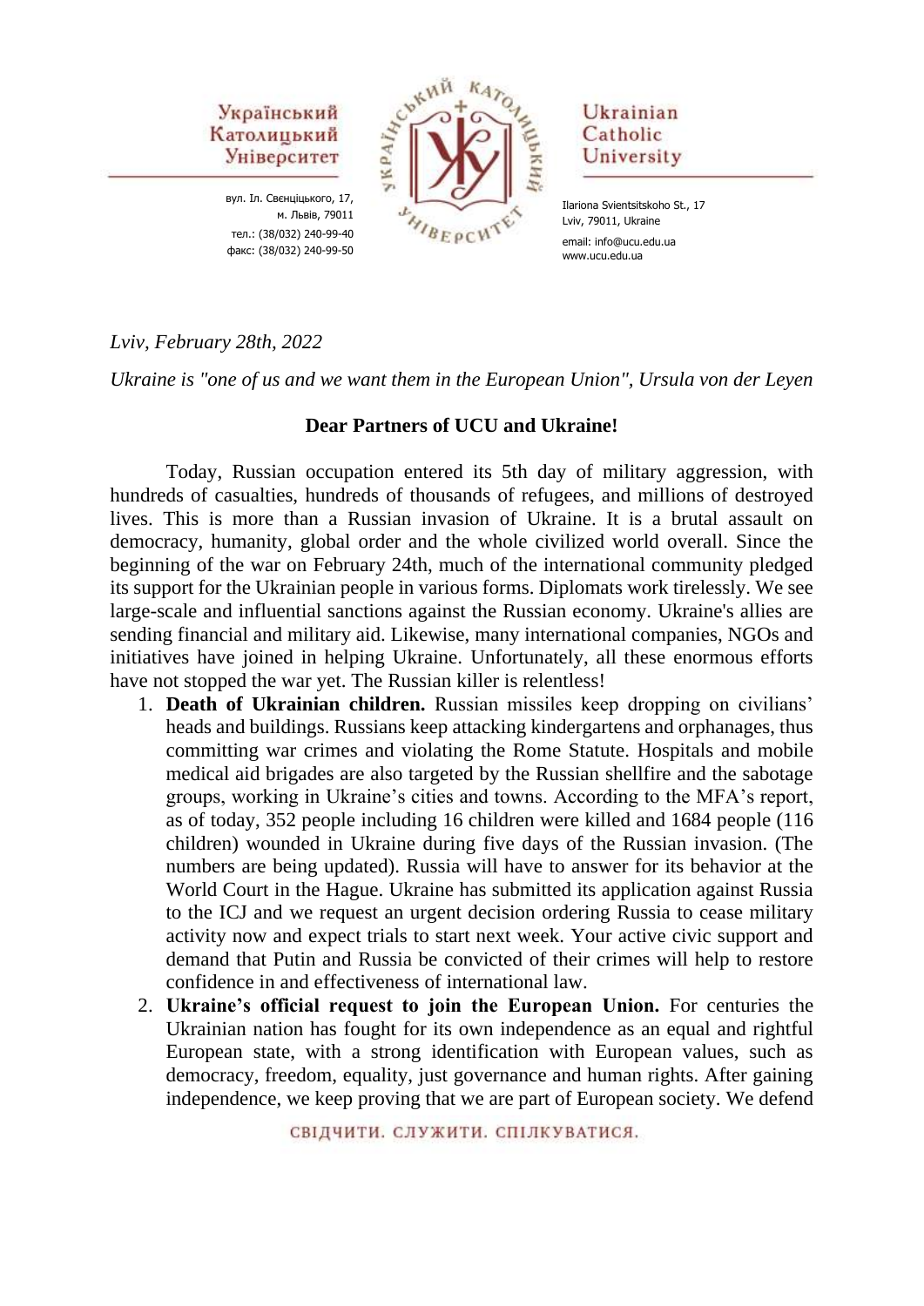Український Католицький Університет

вул. Іл. Свєнціцького, 17,
м. Львів, 79011
тел.: (38/032) 240-99-40
факс: (38/032) 240-99-50

Ukrainian Catholic University

Ilariona Svientsitskoho St., 17
Lviv, 79011, Ukraine
email: info@ucu.edu.ua
www.ucu.edu.ua

*Lviv, February 28th, 2022*

*Ukraine is "one of us and we want them in the European Union", Ursula von der Leyen*

**Dear Partners of UCU and Ukraine!**

Today, Russian occupation entered its 5th day of military aggression, with hundreds of casualties, hundreds of thousands of refugees, and millions of destroyed lives. This is more than a Russian invasion of Ukraine. It is a brutal assault on democracy, humanity, global order and the whole civilized world overall. Since the beginning of the war on February 24th, much of the international community pledged its support for the Ukrainian people in various forms. Diplomats work tirelessly. We see large-scale and influential sanctions against the Russian economy. Ukraine's allies are sending financial and military aid. Likewise, many international companies, NGOs and initiatives have joined in helping Ukraine. Unfortunately, all these enormous efforts have not stopped the war yet. The Russian killer is relentless!

1. **Death of Ukrainian children.** Russian missiles keep dropping on civilians' heads and buildings. Russians keep attacking kindergartens and orphanages, thus committing war crimes and violating the Rome Statute. Hospitals and mobile medical aid brigades are also targeted by the Russian shellfire and the sabotage groups, working in Ukraine's cities and towns. According to the MFA's report, as of today, 352 people including 16 children were killed and 1684 people (116 children) wounded in Ukraine during five days of the Russian invasion. (The numbers are being updated). Russia will have to answer for its behavior at the World Court in the Hague. Ukraine has submitted its application against Russia to the ICJ and we request an urgent decision ordering Russia to cease military activity now and expect trials to start next week. Your active civic support and demand that Putin and Russia be convicted of their crimes will help to restore confidence in and effectiveness of international law.
2. **Ukraine's official request to join the European Union.** For centuries the Ukrainian nation has fought for its own independence as an equal and rightful European state, with a strong identification with European values, such as democracy, freedom, equality, just governance and human rights. After gaining independence, we keep proving that we are part of European society. We defend

СВІДЧИТИ. СЛУЖИТИ. СПІЛКУВАТИСЯ.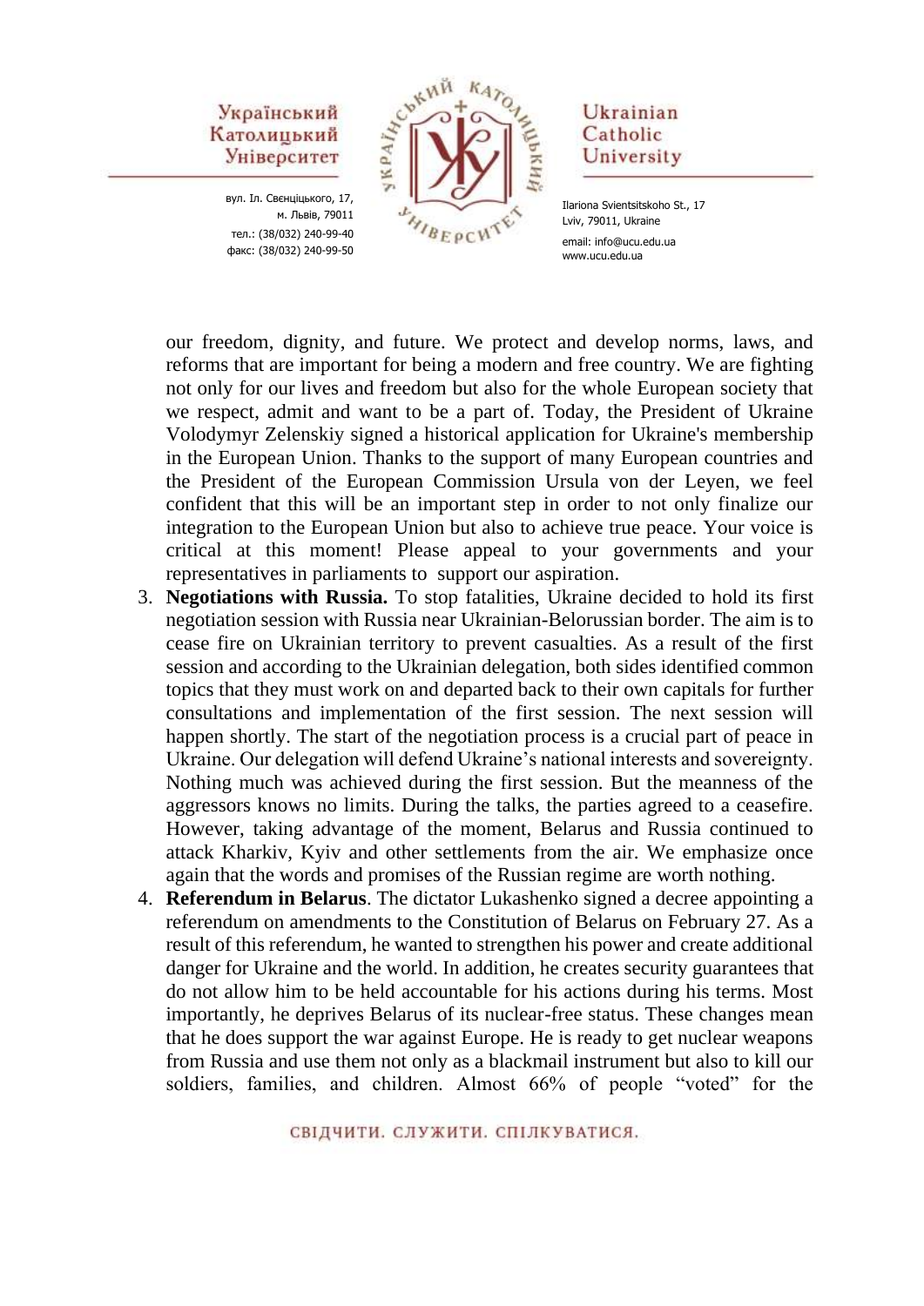our freedom, dignity, and future. We protect and develop norms, laws, and reforms that are important for being a modern and free country. We are fighting not only for our lives and freedom but also for the whole European society that we respect, admit and want to be a part of. Today, the President of Ukraine Volodymyr Zelenskiy signed a historical application for Ukraine's membership in the European Union. Thanks to the support of many European countries and the President of the European Commission Ursula von der Leyen, we feel confident that this will be an important step in order to not only finalize our integration to the European Union but also to achieve true peace. Your voice is critical at this moment! Please appeal to your governments and your representatives in parliaments to support our aspiration.

3. **Negotiations with Russia.** To stop fatalities, Ukraine decided to hold its first negotiation session with Russia near Ukrainian-Belorussian border. The aim is to cease fire on Ukrainian territory to prevent casualties. As a result of the first session and according to the Ukrainian delegation, both sides identified common topics that they must work on and departed back to their own capitals for further consultations and implementation of the first session. The next session will happen shortly. The start of the negotiation process is a crucial part of peace in Ukraine. Our delegation will defend Ukraine's national interests and sovereignty. Nothing much was achieved during the first session. But the meanness of the aggressors knows no limits. During the talks, the parties agreed to a ceasefire. However, taking advantage of the moment, Belarus and Russia continued to attack Kharkiv, Kyiv and other settlements from the air. We emphasize once again that the words and promises of the Russian regime are worth nothing.
4. **Referendum in Belarus**. The dictator Lukashenko signed a decree appointing a referendum on amendments to the Constitution of Belarus on February 27. As a result of this referendum, he wanted to strengthen his power and create additional danger for Ukraine and the world. In addition, he creates security guarantees that do not allow him to be held accountable for his actions during his terms. Most importantly, he deprives Belarus of its nuclear-free status. These changes mean that he does support the war against Europe. He is ready to get nuclear weapons from Russia and use them not only as a blackmail instrument but also to kill our soldiers, families, and children. Almost 66% of people "voted" for the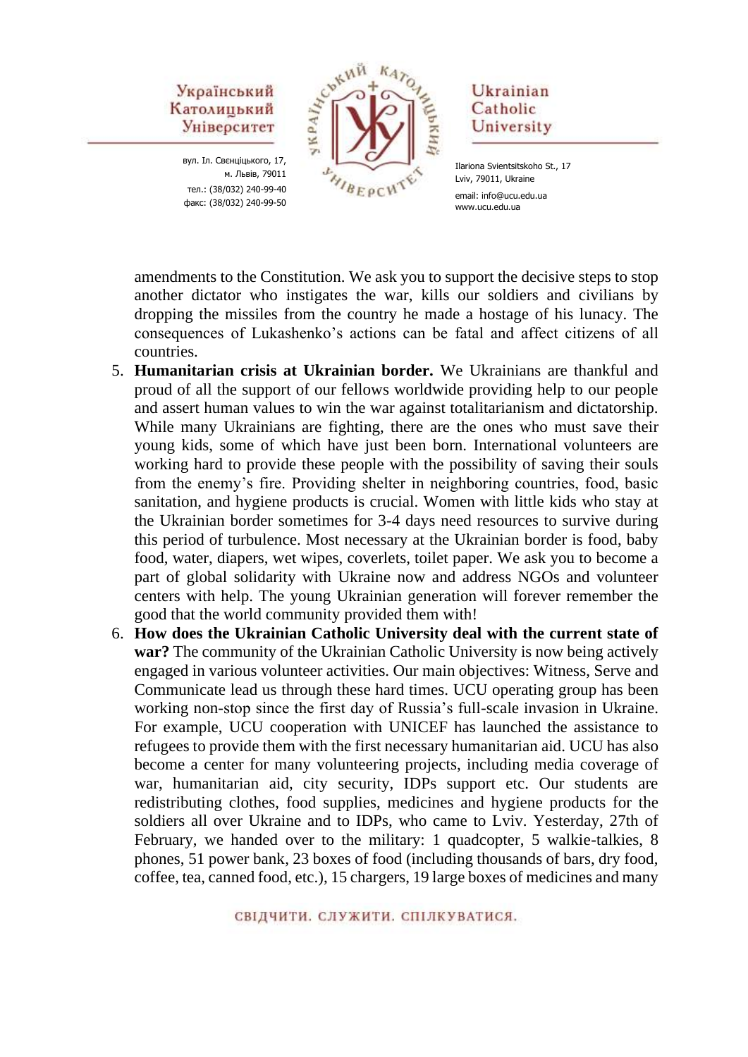amendments to the Constitution. We ask you to support the decisive steps to stop another dictator who instigates the war, kills our soldiers and civilians by dropping the missiles from the country he made a hostage of his lunacy. The consequences of Lukashenko's actions can be fatal and affect citizens of all countries.

5. **Humanitarian crisis at Ukrainian border.** We Ukrainians are thankful and proud of all the support of our fellows worldwide providing help to our people and assert human values to win the war against totalitarianism and dictatorship. While many Ukrainians are fighting, there are the ones who must save their young kids, some of which have just been born. International volunteers are working hard to provide these people with the possibility of saving their souls from the enemy's fire. Providing shelter in neighboring countries, food, basic sanitation, and hygiene products is crucial. Women with little kids who stay at the Ukrainian border sometimes for 3-4 days need resources to survive during this period of turbulence. Most necessary at the Ukrainian border is food, baby food, water, diapers, wet wipes, coverlets, toilet paper. We ask you to become a part of global solidarity with Ukraine now and address NGOs and volunteer centers with help. The young Ukrainian generation will forever remember the good that the world community provided them with!
6. **How does the Ukrainian Catholic University deal with the current state of war?** The community of the Ukrainian Catholic University is now being actively engaged in various volunteer activities. Our main objectives: Witness, Serve and Communicate lead us through these hard times. UCU operating group has been working non-stop since the first day of Russia's full-scale invasion in Ukraine. For example, UCU cooperation with UNICEF has launched the assistance to refugees to provide them with the first necessary humanitarian aid. UCU has also become a center for many volunteering projects, including media coverage of war, humanitarian aid, city security, IDPs support etc. Our students are redistributing clothes, food supplies, medicines and hygiene products for the soldiers all over Ukraine and to IDPs, who came to Lviv. Yesterday, 27th of February, we handed over to the military: 1 quadcopter, 5 walkie-talkies, 8 phones, 51 power bank, 23 boxes of food (including thousands of bars, dry food, coffee, tea, canned food, etc.), 15 chargers, 19 large boxes of medicines and many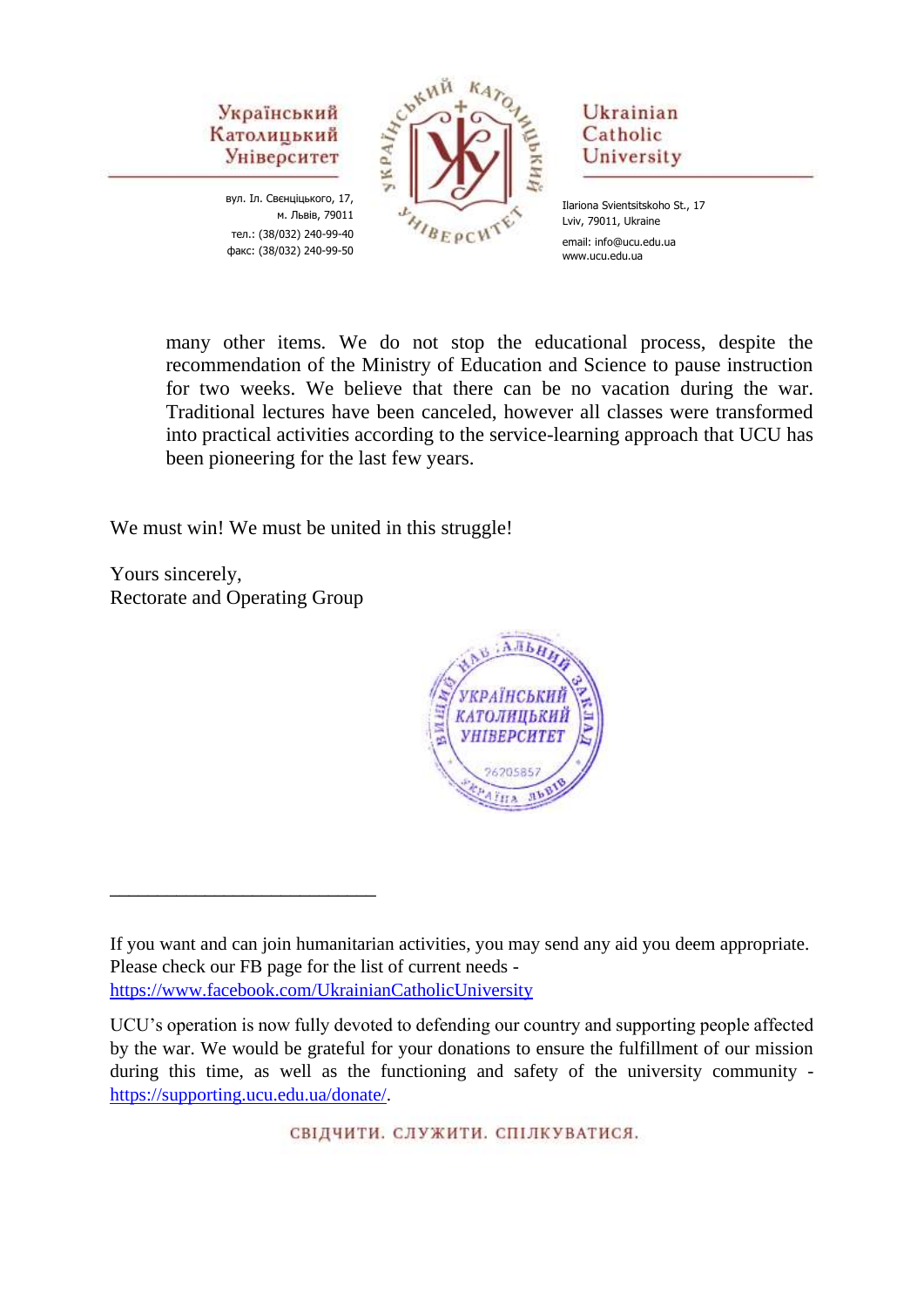many other items. We do not stop the educational process, despite the recommendation of the Ministry of Education and Science to pause instruction for two weeks. We believe that there can be no vacation during the war. Traditional lectures have been canceled, however all classes were transformed into practical activities according to the service-learning approach that UCU has been pioneering for the last few years.

We must win! We must be united in this struggle!

Yours sincerely,
Rectorate and Operating Group

---

If you want and can join humanitarian activities, you may send any aid you deem appropriate. Please check our FB page for the list of current needs - https://www.facebook.com/UkrainianCatholicUniversity

UCU's operation is now fully devoted to defending our country and supporting people affected by the war. We would be grateful for your donations to ensure the fulfillment of our mission during this time, as well as the functioning and safety of the university community - https://supporting.ucu.edu.ua/donate/.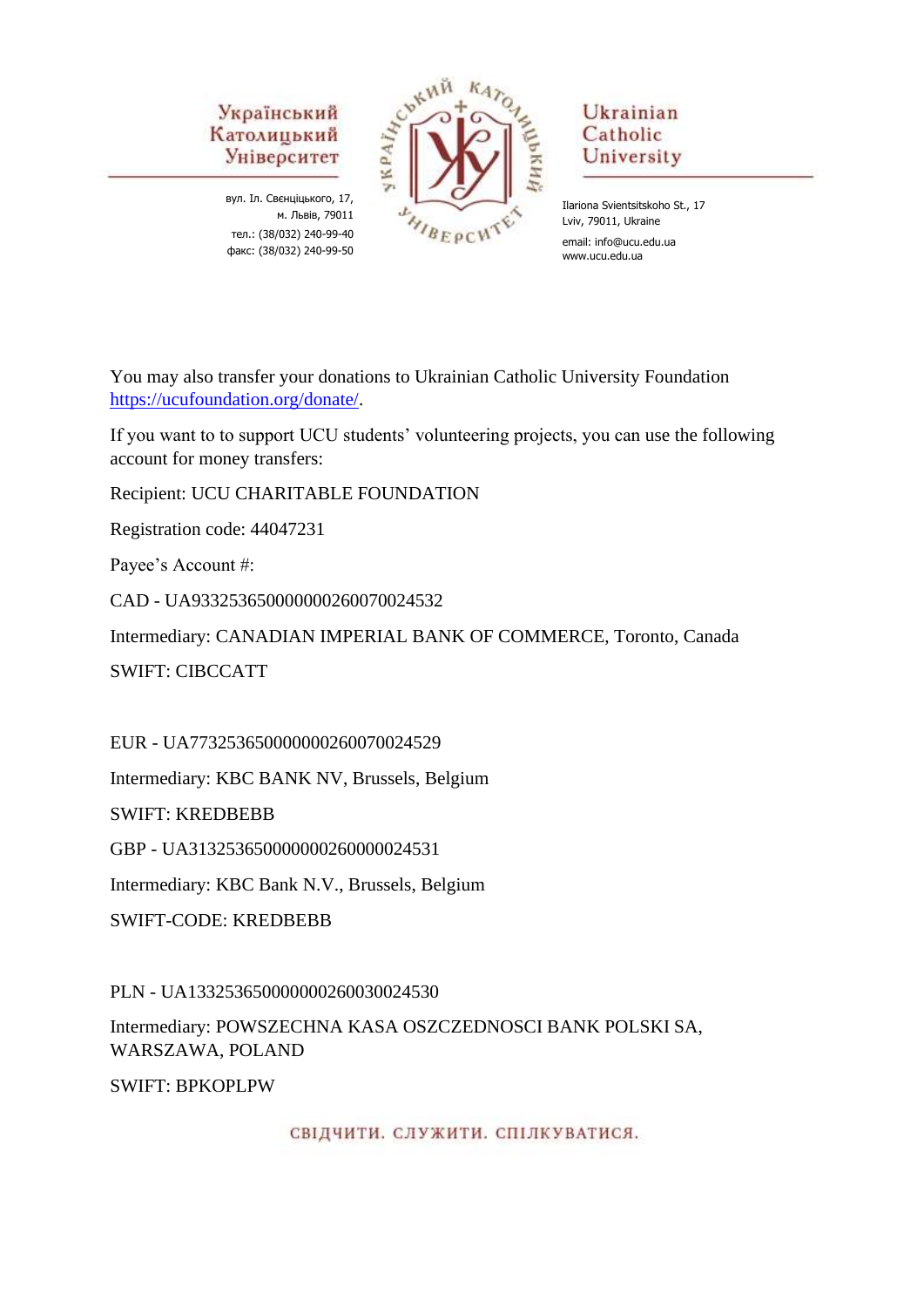Український Католицький Університет

вул. Іл. Свєнціцького, 17,
м. Львів, 79011
тел.: (38/032) 240-99-40
факс: (38/032) 240-99-50

Ukrainian Catholic University

Ilariona Svientsitskoho St., 17
Lviv, 79011, Ukraine
email: info@ucu.edu.ua
www.ucu.edu.ua

You may also transfer your donations to Ukrainian Catholic University Foundation [https://ucufoundation.org/donate/](https://ucufoundation.org/donate/).

If you want to to support UCU students' volunteering projects, you can use the following account for money transfers:

Recipient: UCU CHARITABLE FOUNDATION

Registration code: 44047231

Payee's Account #:

CAD - UA933253650000000260070024532

Intermediary: CANADIAN IMPERIAL BANK OF COMMERCE, Toronto, Canada

SWIFT: CIBCCATT

EUR - UA773253650000000260070024529

Intermediary: KBC BANK NV, Brussels, Belgium

SWIFT: KREDBEBB

GBP - UA313253650000000260000024531

Intermediary: KBC Bank N.V., Brussels, Belgium

SWIFT-CODE: KREDBEBB

PLN - UA133253650000000260030024530

Intermediary: POWSZECHNA KASA OSZCZEDNOSCI BANK POLSKI SA, WARSZAWA, POLAND

SWIFT: BPKOPLPW

СВІДЧИТИ. СЛУЖИТИ. СПІЛКУВАТИСЯ.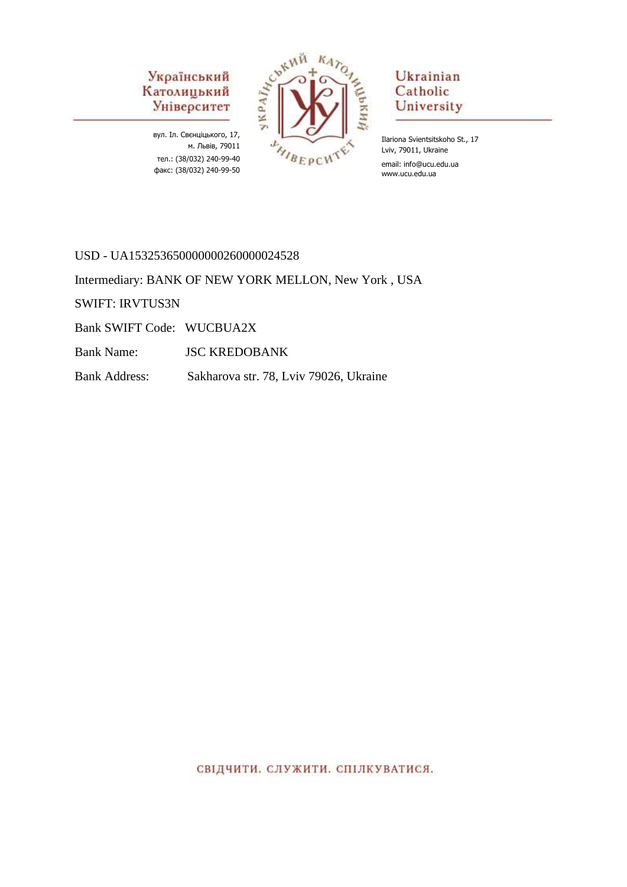Український Католицький Університет

вул. Іл. Свєнціцького, 17,
м. Львів, 79011
тел.: (38/032) 240-99-40
факс: (38/032) 240-99-50

Ukrainian Catholic University

Ilariona Svientsitskoho St., 17
Lviv, 79011, Ukraine
email: info@ucu.edu.ua
www.ucu.edu.ua

USD - UA153253650000000260000024528

Intermediary: BANK OF NEW YORK MELLON, New York , USA

SWIFT: IRVTUS3N

Bank SWIFT Code: WUCBUA2X

Bank Name: JSC KREDOBANK

Bank Address: Sakharova str. 78, Lviv 79026, Ukraine

СВІДЧИТИ. СЛУЖИТИ. СПІЛКУВАТИСЯ.